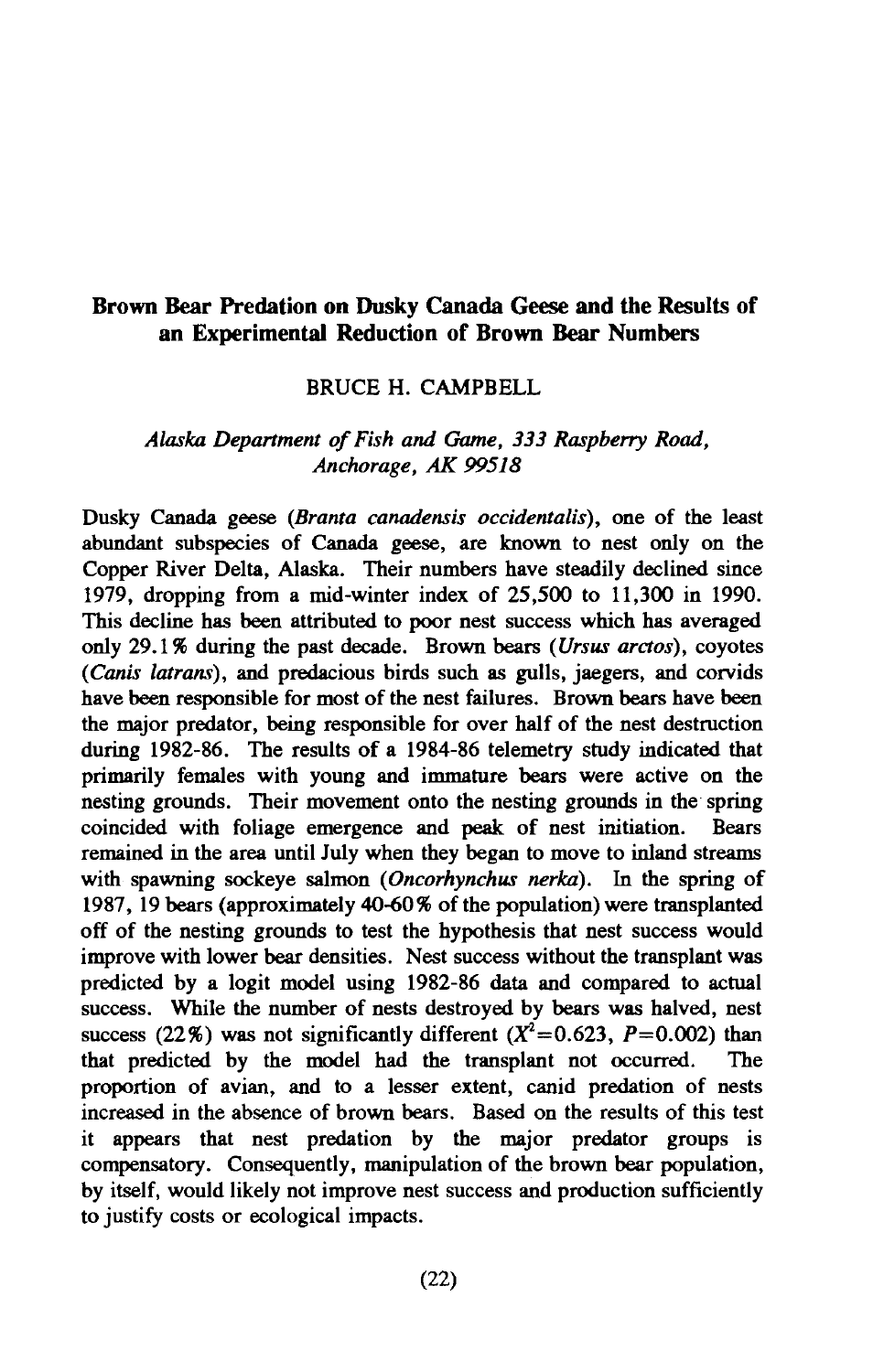# Brown Bear Predation on Dusky Canada Geese and the Results of an Experimental Reduction of Brown Bear Numbers

BRUCE H. CAMPBELL

*Alaska Department of Fish and Game, 333 Raspberry Road, Anchorage, AK 99518*

Dusky Canada geese (*Branta canadensis occidentalis*), one of the least abundant subspecies of Canada geese, are known to nest only on the Copper River Delta, Alaska. Their numbers have steadily declined since 1979, dropping from a mid-winter index of 25,500 to 11,300 in 1990. This decline has been attributed to poor nest success which has averaged only 29.1% during the past decade. Brown bears (*Ursus arctos*), coyotes (*Canis latrans*), and predacious birds such as gulls, jaegers, and corvids have been responsible for most of the nest failures. Brown bears have been the major predator, being responsible for over half of the nest destruction during 1982-86. The results of a 1984-86 telemetry study indicated that primarily females with young and immature bears were active on the nesting grounds. Their movement onto the nesting grounds in the spring coincided with foliage emergence and peak of nest initiation. Bears remained in the area until July when they began to move to inland streams with spawning sockeye salmon (*Oncorhynchus nerka*). In the spring of 1987, 19 bears (approximately 40-60% of the population) were transplanted off of the nesting grounds to test the hypothesis that nest success would improve with lower bear densities. Nest success without the transplant was predicted by a logit model using 1982-86 data and compared to actual success. While the number of nests destroyed by bears was halved, nest success (22%) was not significantly different ($X^2$=0.623, $P$=0.002) than that predicted by the model had the transplant not occurred. The proportion of avian, and to a lesser extent, canid predation of nests increased in the absence of brown bears. Based on the results of this test it appears that nest predation by the major predator groups is compensatory. Consequently, manipulation of the brown bear population, by itself, would likely not improve nest success and production sufficiently to justify costs or ecological impacts.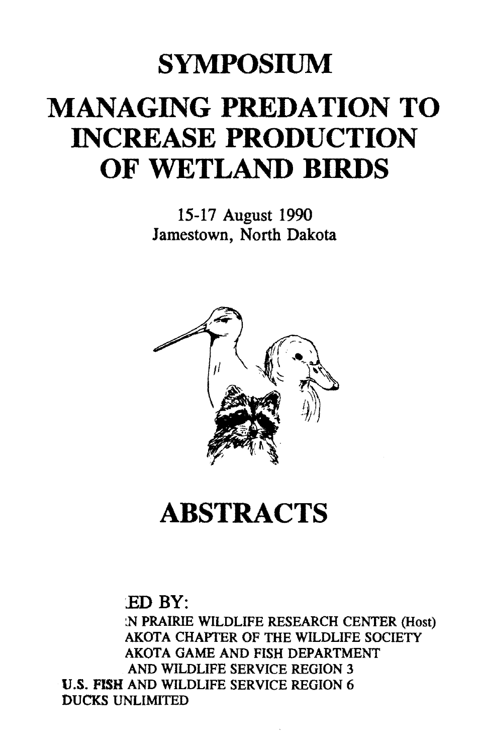# SYMPOSIUM

# MANAGING PREDATION TO INCREASE PRODUCTION OF WETLAND BIRDS

15-17 August 1990
Jamestown, North Dakota

# ABSTRACTS

ED BY:

N PRAIRIE WILDLIFE RESEARCH CENTER (Host)
AKOTA CHAPTER OF THE WILDLIFE SOCIETY
AKOTA GAME AND FISH DEPARTMENT
AND WILDLIFE SERVICE REGION 3
U.S. FISH AND WILDLIFE SERVICE REGION 6
DUCKS UNLIMITED